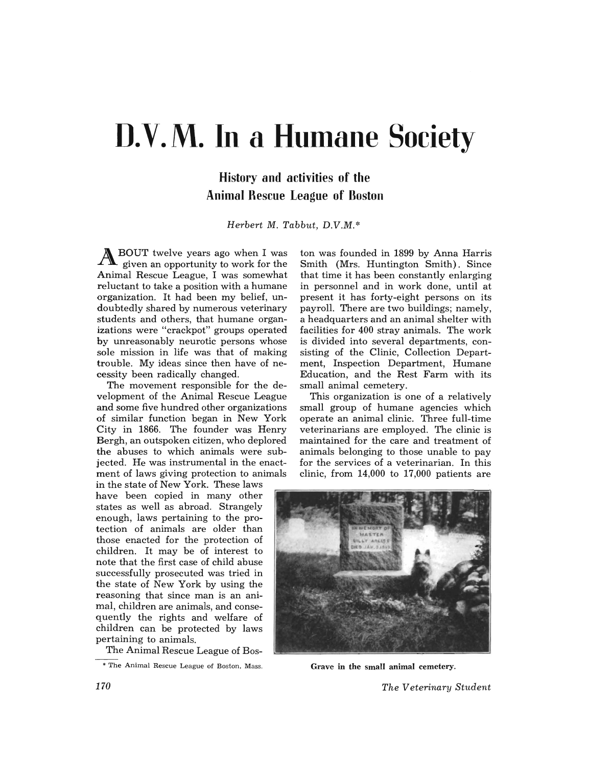# D.V.M. In a Humane Society

## History and activities of the Animal Rescue League of Boston

*Herbert M. Tabbut, D.V.M.**

ABOUT twelve years ago when I was given an opportunity to work for the Animal Rescue League, I was somewhat reluctant to take a position with a humane organization. It had been my belief, undoubtedly shared by numerous veterinary students and others, that humane organizations were "crackpot" groups operated by unreasonably neurotic persons whose sole mission in life was that of making trouble. My ideas since then have of necessity been radically changed.

The movement responsible for the development of the Animal Rescue League and some five hundred other organizations of similar function began in New York City in 1866. The founder was Henry Bergh, an outspoken citizen, who deplored the abuses to which animals were subjected. He was instrumental in the enactment of laws giving protection to animals in the state of New York. These laws have been copied in many other states as well as abroad. Strangely enough, laws pertaining to the protection of animals are older than those enacted for the protection of children. It may be of interest to note that the first case of child abuse successfully prosecuted was tried in the state of New York by using the reasoning that since man is an animal, children are animals, and consequently the rights and welfare of children can be protected by laws pertaining to animals.

The Animal Rescue League of Boston was founded in 1899 by Anna Harris Smith (Mrs. Huntington Smith). Since that time it has been constantly enlarging in personnel and in work done, until at present it has forty-eight persons on its payroll. There are two buildings; namely, a headquarters and an animal shelter with facilities for 400 stray animals. The work is divided into several departments, consisting of the Clinic, Collection Department, Inspection Department, Humane Education, and the Rest Farm with its small animal cemetery.

This organization is one of a relatively small group of humane agencies which operate an animal clinic. Three full-time veterinarians are employed. The clinic is maintained for the care and treatment of animals belonging to those unable to pay for the services of a veterinarian. In this clinic, from 14,000 to 17,000 patients are

Grave in the small animal cemetery.

\* The Animal Rescue League of Boston, Mass.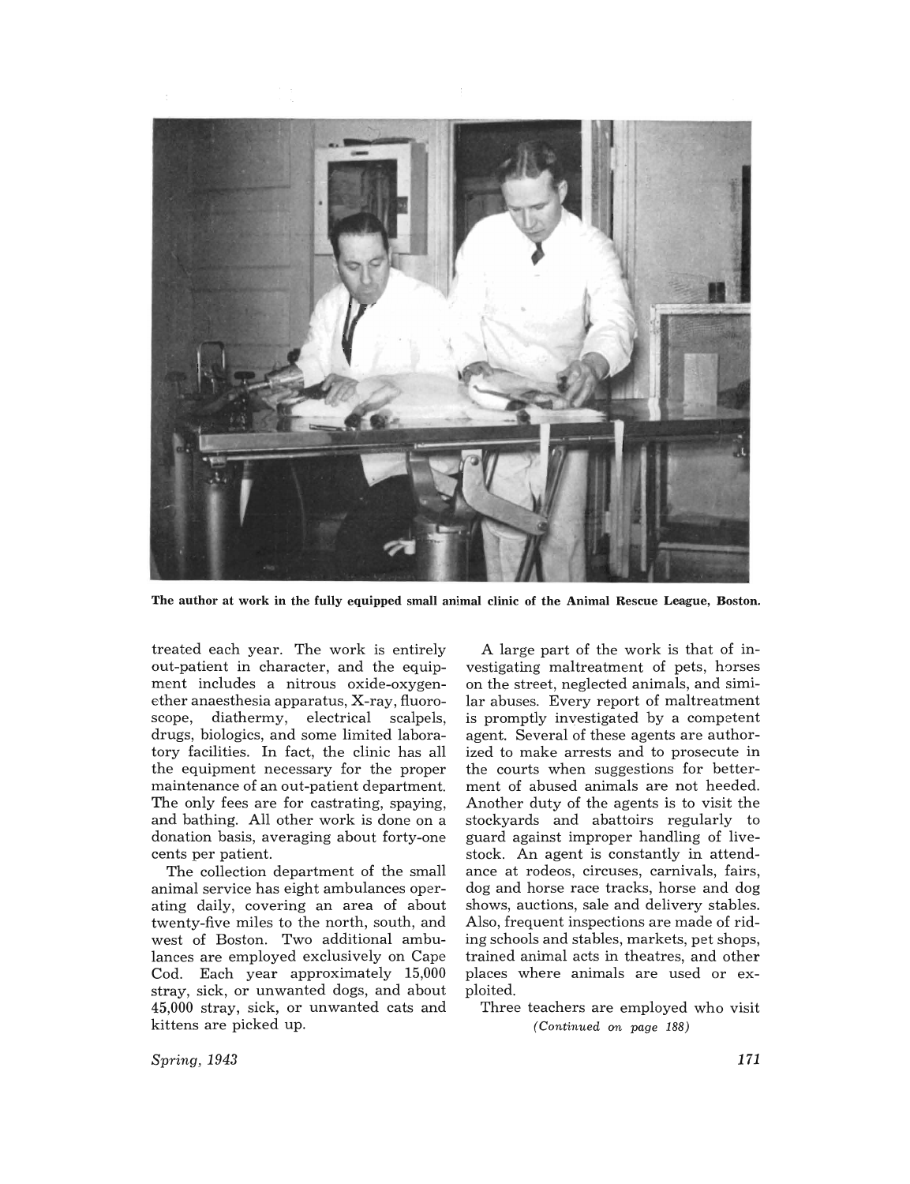The author at work in the fully equipped small animal clinic of the Animal Rescue League, Boston.

treated each year. The work is entirely out-patient in character, and the equipment includes a nitrous oxide-oxygen-ether anaesthesia apparatus, X-ray, fluoroscope, diathermy, electrical scalpels, drugs, biologics, and some limited laboratory facilities. In fact, the clinic has all the equipment necessary for the proper maintenance of an out-patient department. The only fees are for castrating, spaying, and bathing. All other work is done on a donation basis, averaging about forty-one cents per patient.

The collection department of the small animal service has eight ambulances operating daily, covering an area of about twenty-five miles to the north, south, and west of Boston. Two additional ambulances are employed exclusively on Cape Cod. Each year approximately 15,000 stray, sick, or unwanted dogs, and about 45,000 stray, sick, or unwanted cats and kittens are picked up.

A large part of the work is that of investigating maltreatment of pets, horses on the street, neglected animals, and similar abuses. Every report of maltreatment is promptly investigated by a competent agent. Several of these agents are authorized to make arrests and to prosecute in the courts when suggestions for betterment of abused animals are not heeded. Another duty of the agents is to visit the stockyards and abattoirs regularly to guard against improper handling of livestock. An agent is constantly in attendance at rodeos, circuses, carnivals, fairs, dog and horse race tracks, horse and dog shows, auctions, sale and delivery stables. Also, frequent inspections are made of riding schools and stables, markets, pet shops, trained animal acts in theatres, and other places where animals are used or exploited.

Three teachers are employed who visit

*(Continued on page 188)*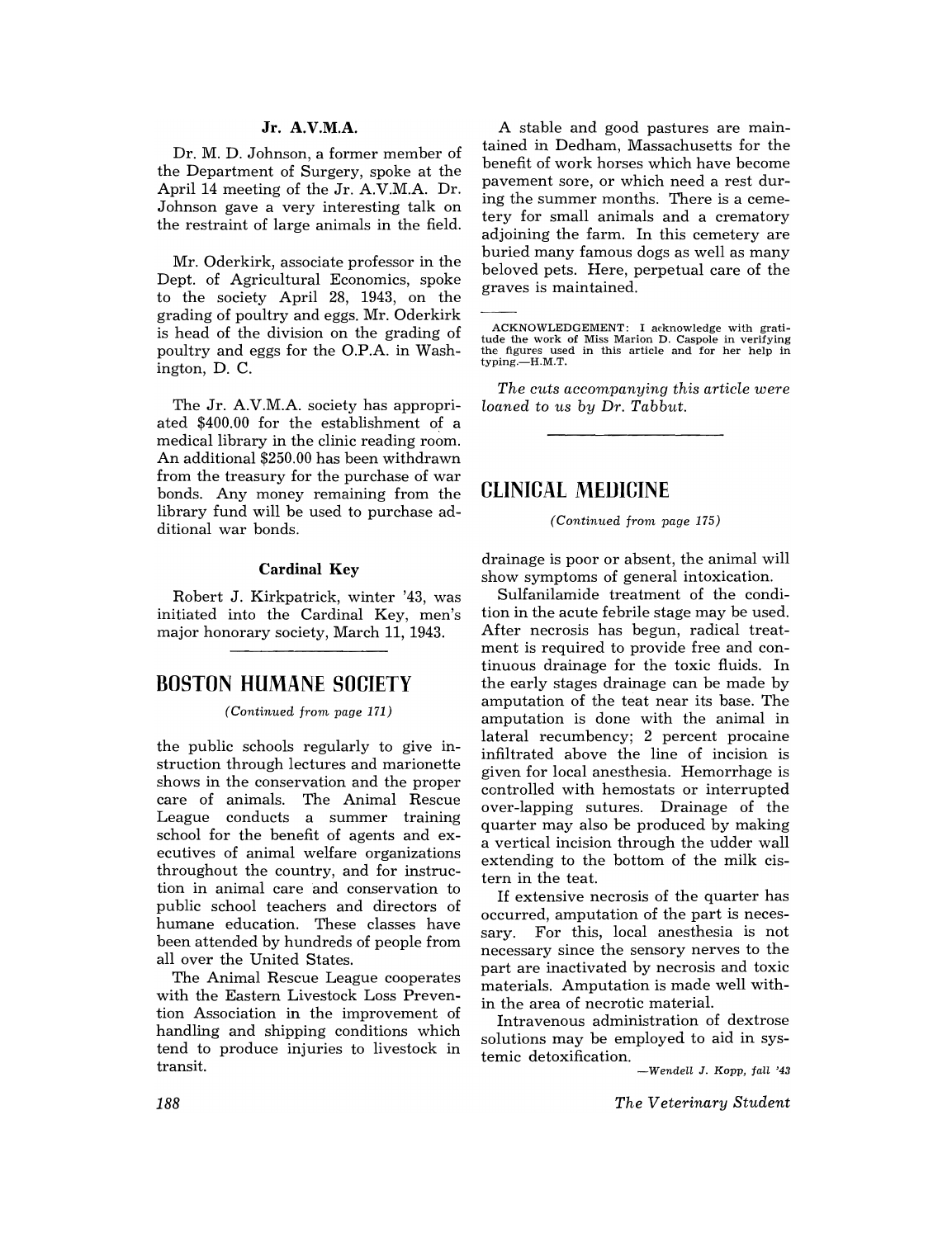### Jr. A.V.M.A.

Dr. M. D. Johnson, a former member of the Department of Surgery, spoke at the April 14 meeting of the Jr. A.V.M.A. Dr. Johnson gave a very interesting talk on the restraint of large animals in the field.

Mr. Oderkirk, associate professor in the Dept. of Agricultural Economics, spoke to the society April 28, 1943, on the grading of poultry and eggs. Mr. Oderkirk is head of the division on the grading of poultry and eggs for the O.P.A. in Washington, D. C.

The Jr. A.V.M.A. society has appropriated $400.00 for the establishment of a medical library in the clinic reading room. An additional $250.00 has been withdrawn from the treasury for the purchase of war bonds. Any money remaining from the library fund will be used to purchase additional war bonds.

### Cardinal Key

Robert J. Kirkpatrick, winter '43, was initiated into the Cardinal Key, men's major honorary society, March 11, 1943.

## BOSTON HUMANE SOCIETY

*(Continued from page 171)*

the public schools regularly to give instruction through lectures and marionette shows in the conservation and the proper care of animals. The Animal Rescue League conducts a summer training school for the benefit of agents and executives of animal welfare organizations throughout the country, and for instruction in animal care and conservation to public school teachers and directors of humane education. These classes have been attended by hundreds of people from all over the United States.

The Animal Rescue League cooperates with the Eastern Livestock Loss Prevention Association in the improvement of handling and shipping conditions which tend to produce injuries to livestock in transit.

A stable and good pastures are maintained in Dedham, Massachusetts for the benefit of work horses which have become pavement sore, or which need a rest during the summer months. There is a cemetery for small animals and a crematory adjoining the farm. In this cemetery are buried many famous dogs as well as many beloved pets. Here, perpetual care of the graves is maintained.

ACKNOWLEDGEMENT: I acknowledge with gratitude the work of Miss Marion D. Caspole in verifying the figures used in this article and for her help in typing.—H.M.T.

*The cuts accompanying this article were loaned to us by Dr. Tabbut.*

## CLINICAL MEDICINE

*(Continued from page 175)*

drainage is poor or absent, the animal will show symptoms of general intoxication.

Sulfanilamide treatment of the condition in the acute febrile stage may be used. After necrosis has begun, radical treatment is required to provide free and continuous drainage for the toxic fluids. In the early stages drainage can be made by amputation of the teat near its base. The amputation is done with the animal in lateral recumbency; 2 percent procaine infiltrated above the line of incision is given for local anesthesia. Hemorrhage is controlled with hemostats or interrupted over-lapping sutures. Drainage of the quarter may also be produced by making a vertical incision through the udder wall extending to the bottom of the milk cistern in the teat.

If extensive necrosis of the quarter has occurred, amputation of the part is necessary. For this, local anesthesia is not necessary since the sensory nerves to the part are inactivated by necrosis and toxic materials. Amputation is made well within the area of necrotic material.

Intravenous administration of dextrose solutions may be employed to aid in systemic detoxification.

*—Wendell J. Kopp, fall '43*